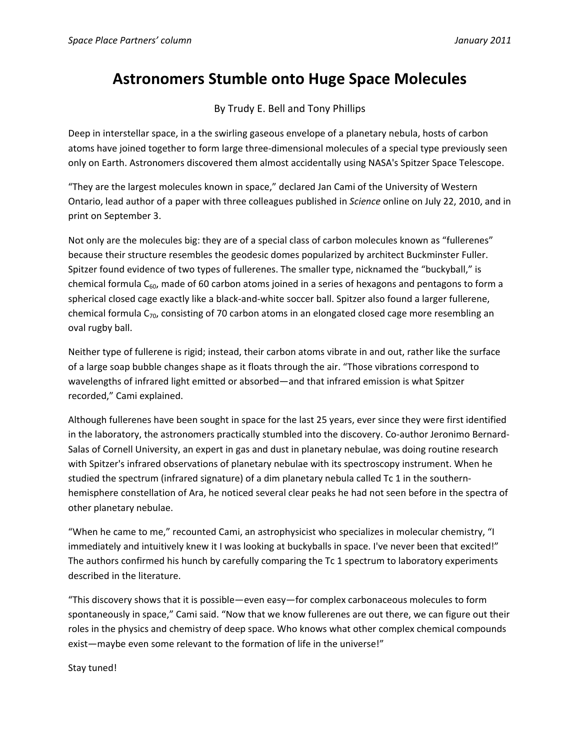# Astronomers Stumble onto Huge Space Molecules

By Trudy E. Bell and Tony Phillips

Deep in interstellar space, in a the swirling gaseous envelope of a planetary nebula, hosts of carbon atoms have joined together to form large three-dimensional molecules of a special type previously seen only on Earth. Astronomers discovered them almost accidentally using NASA's Spitzer Space Telescope.

"They are the largest molecules known in space," declared Jan Cami of the University of Western Ontario, lead author of a paper with three colleagues published in *Science* online on July 22, 2010, and in print on September 3.

Not only are the molecules big: they are of a special class of carbon molecules known as "fullerenes" because their structure resembles the geodesic domes popularized by architect Buckminster Fuller. Spitzer found evidence of two types of fullerenes. The smaller type, nicknamed the "buckyball," is chemical formula $C_{60}$, made of 60 carbon atoms joined in a series of hexagons and pentagons to form a spherical closed cage exactly like a black-and-white soccer ball. Spitzer also found a larger fullerene, chemical formula $C_{70}$, consisting of 70 carbon atoms in an elongated closed cage more resembling an oval rugby ball.

Neither type of fullerene is rigid; instead, their carbon atoms vibrate in and out, rather like the surface of a large soap bubble changes shape as it floats through the air. "Those vibrations correspond to wavelengths of infrared light emitted or absorbed—and that infrared emission is what Spitzer recorded," Cami explained.

Although fullerenes have been sought in space for the last 25 years, ever since they were first identified in the laboratory, the astronomers practically stumbled into the discovery. Co-author Jeronimo Bernard-Salas of Cornell University, an expert in gas and dust in planetary nebulae, was doing routine research with Spitzer's infrared observations of planetary nebulae with its spectroscopy instrument. When he studied the spectrum (infrared signature) of a dim planetary nebula called Tc 1 in the southern-hemisphere constellation of Ara, he noticed several clear peaks he had not seen before in the spectra of other planetary nebulae.

"When he came to me," recounted Cami, an astrophysicist who specializes in molecular chemistry, "I immediately and intuitively knew it I was looking at buckyballs in space. I've never been that excited!" The authors confirmed his hunch by carefully comparing the Tc 1 spectrum to laboratory experiments described in the literature.

"This discovery shows that it is possible—even easy—for complex carbonaceous molecules to form spontaneously in space," Cami said. "Now that we know fullerenes are out there, we can figure out their roles in the physics and chemistry of deep space. Who knows what other complex chemical compounds exist—maybe even some relevant to the formation of life in the universe!"

Stay tuned!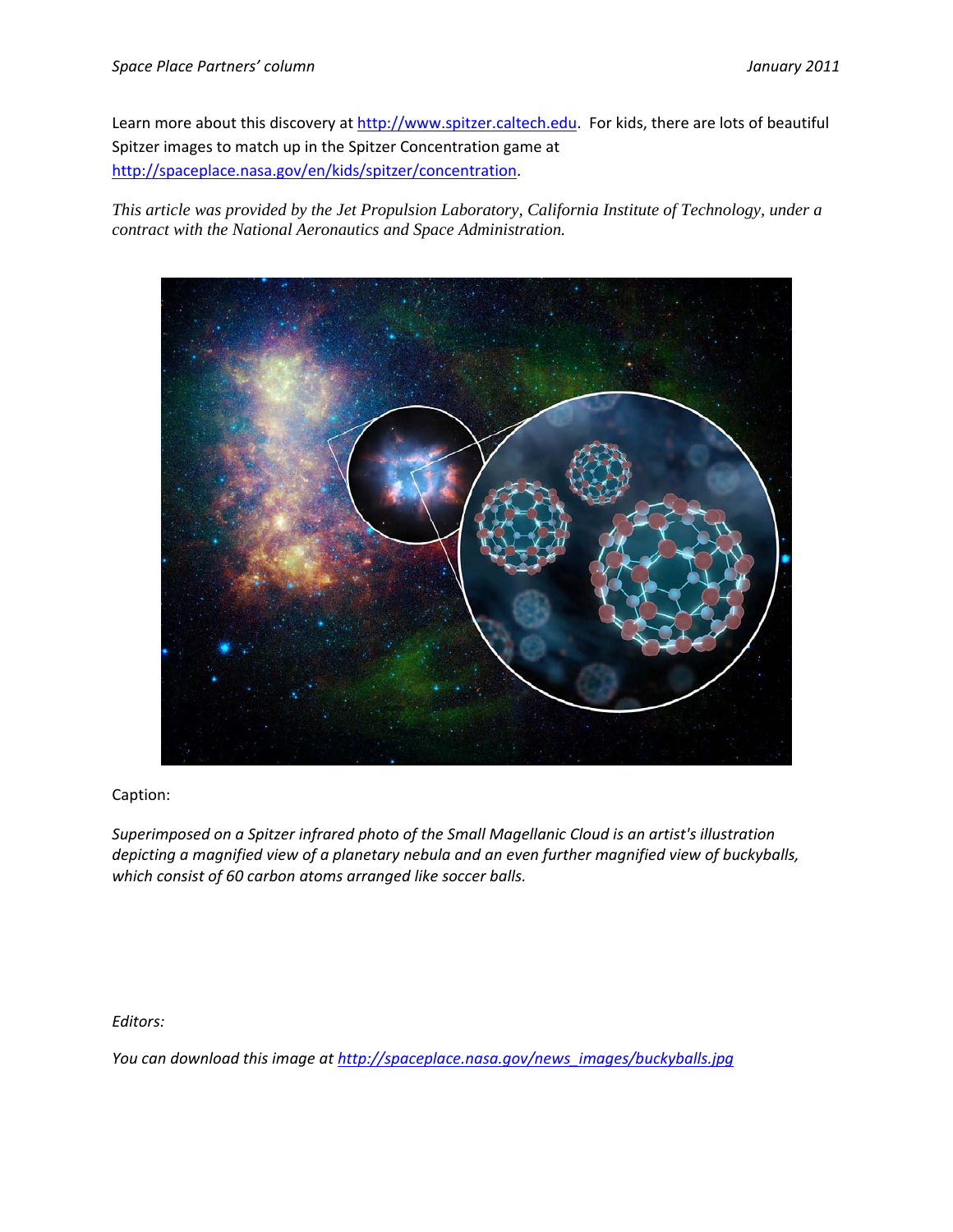Learn more about this discovery at [http://www.spitzer.caltech.edu](http://www.spitzer.caltech.edu). For kids, there are lots of beautiful Spitzer images to match up in the Spitzer Concentration game at [http://spaceplace.nasa.gov/en/kids/spitzer/concentration](http://spaceplace.nasa.gov/en/kids/spitzer/concentration).

*This article was provided by the Jet Propulsion Laboratory, California Institute of Technology, under a contract with the National Aeronautics and Space Administration.*

Caption:

*Superimposed on a Spitzer infrared photo of the Small Magellanic Cloud is an artist's illustration depicting a magnified view of a planetary nebula and an even further magnified view of buckyballs, which consist of 60 carbon atoms arranged like soccer balls.*

*Editors:*

*You can download this image at [http://spaceplace.nasa.gov/news_images/buckyballs.jpg](http://spaceplace.nasa.gov/news_images/buckyballs.jpg)*